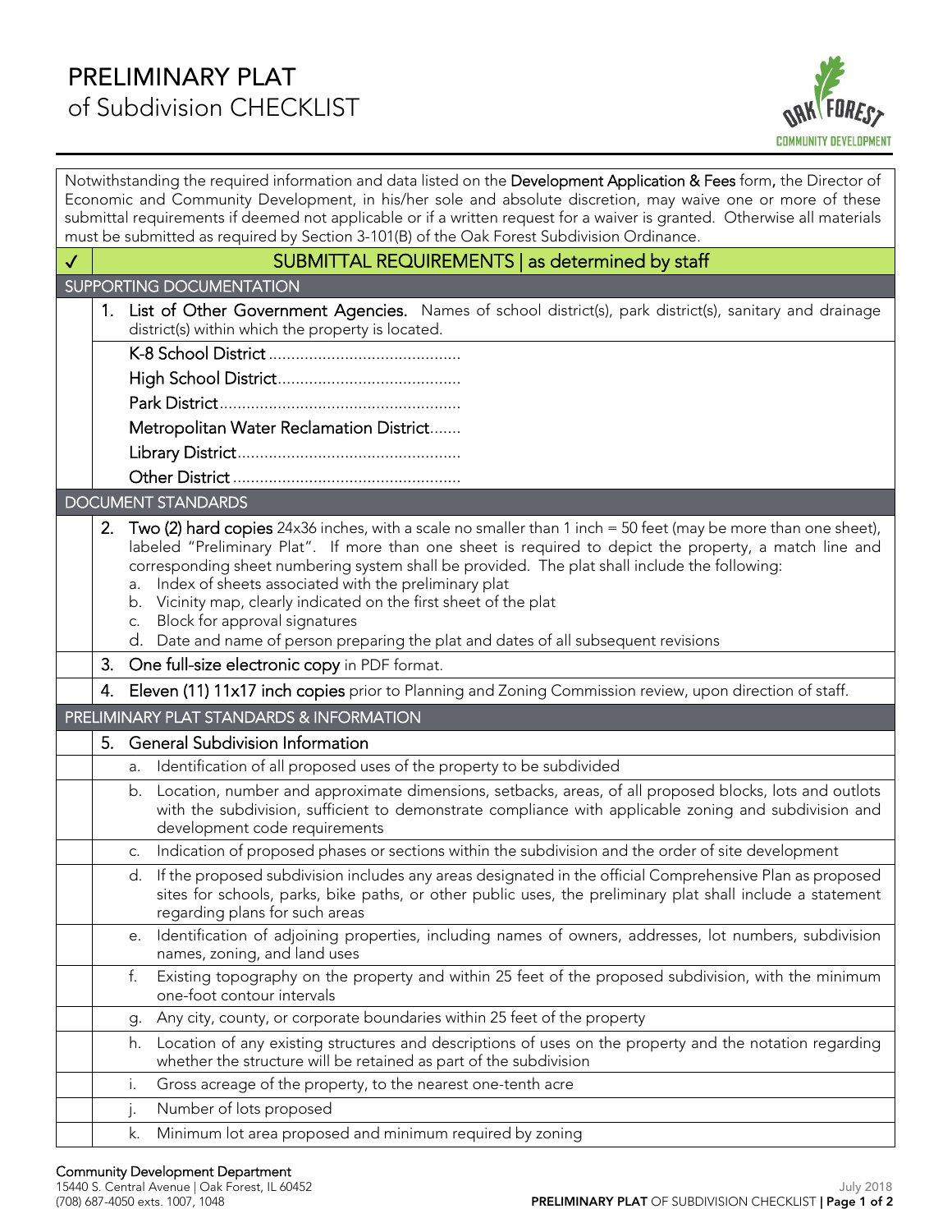# PRELIMINARY PLAT
## of Subdivision CHECKLIST

Notwithstanding the required information and data listed on the **Development Application & Fees** form, the Director of Economic and Community Development, in his/her sole and absolute discretion, may waive one or more of these submittal requirements if deemed not applicable or if a written request for a waiver is granted. Otherwise all materials must be submitted as required by Section 3-101(B) of the Oak Forest Subdivision Ordinance.

| ✓ | SUBMITTAL REQUIREMENTS \| as determined by staff |
|---|---|
| | **SUPPORTING DOCUMENTATION** |
| | 1. **List of Other Government Agencies.** Names of school district(s), park district(s), sanitary and drainage district(s) within which the property is located. |
| | K-8 School District ........................................... |
| | High School District......................................... |
| | Park District..................................................... |
| | Metropolitan Water Reclamation District....... |
| | Library District................................................. |
| | Other District .................................................. |
| | **DOCUMENT STANDARDS** |
| | 2. **Two (2) hard copies** 24x36 inches, with a scale no smaller than 1 inch = 50 feet (may be more than one sheet), labeled "Preliminary Plat". If more than one sheet is required to depict the property, a match line and corresponding sheet numbering system shall be provided. The plat shall include the following:<br>a. Index of sheets associated with the preliminary plat<br>b. Vicinity map, clearly indicated on the first sheet of the plat<br>c. Block for approval signatures<br>d. Date and name of person preparing the plat and dates of all subsequent revisions |
| | 3. **One full-size electronic copy** in PDF format. |
| | 4. **Eleven (11) 11x17 inch copies** prior to Planning and Zoning Commission review, upon direction of staff. |
| | **PRELIMINARY PLAT STANDARDS & INFORMATION** |
| | 5. **General Subdivision Information** |
| | a. Identification of all proposed uses of the property to be subdivided |
| | b. Location, number and approximate dimensions, setbacks, areas, of all proposed blocks, lots and outlots with the subdivision, sufficient to demonstrate compliance with applicable zoning and subdivision and development code requirements |
| | c. Indication of proposed phases or sections within the subdivision and the order of site development |
| | d. If the proposed subdivision includes any areas designated in the official Comprehensive Plan as proposed sites for schools, parks, bike paths, or other public uses, the preliminary plat shall include a statement regarding plans for such areas |
| | e. Identification of adjoining properties, including names of owners, addresses, lot numbers, subdivision names, zoning, and land uses |
| | f. Existing topography on the property and within 25 feet of the proposed subdivision, with the minimum one-foot contour intervals |
| | g. Any city, county, or corporate boundaries within 25 feet of the property |
| | h. Location of any existing structures and descriptions of uses on the property and the notation regarding whether the structure will be retained as part of the subdivision |
| | i. Gross acreage of the property, to the nearest one-tenth acre |
| | j. Number of lots proposed |
| | k. Minimum lot area proposed and minimum required by zoning |

**Community Development Department**
15440 S. Central Avenue | Oak Forest, IL 60452
(708) 687-4050 exts. 1007, 1048

July 2018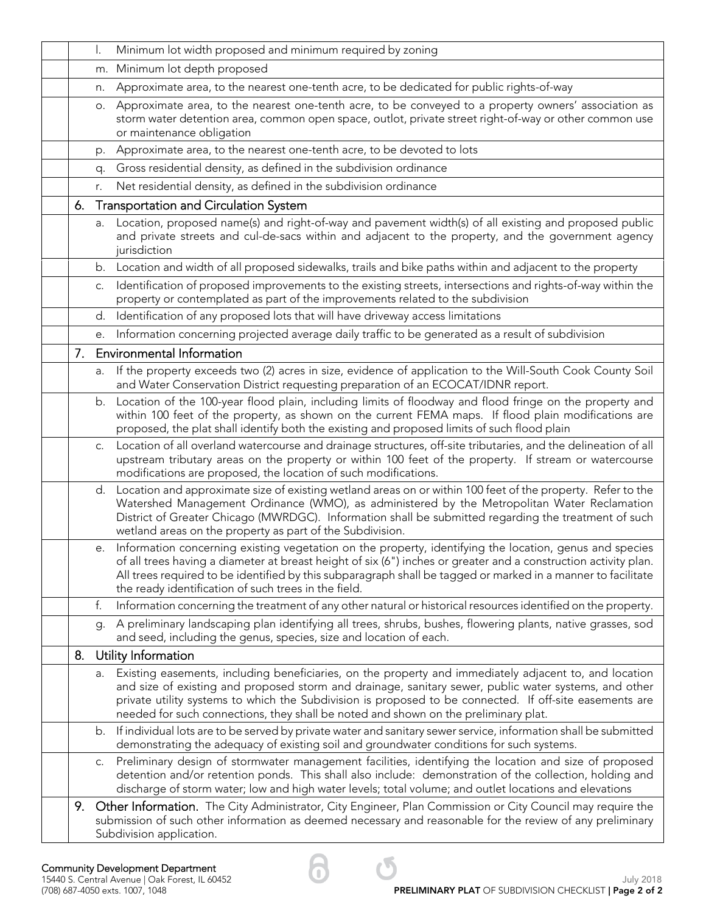| | | |
|---|---|---|
| | | l. Minimum lot width proposed and minimum required by zoning |
| | | m. Minimum lot depth proposed |
| | | n. Approximate area, to the nearest one-tenth acre, to be dedicated for public rights-of-way |
| | | o. Approximate area, to the nearest one-tenth acre, to be conveyed to a property owners' association as storm water detention area, common open space, outlot, private street right-of-way or other common use or maintenance obligation |
| | | p. Approximate area, to the nearest one-tenth acre, to be devoted to lots |
| | | q. Gross residential density, as defined in the subdivision ordinance |
| | | r. Net residential density, as defined in the subdivision ordinance |
| | 6. | Transportation and Circulation System |
| | | a. Location, proposed name(s) and right-of-way and pavement width(s) of all existing and proposed public and private streets and cul-de-sacs within and adjacent to the property, and the government agency jurisdiction |
| | | b. Location and width of all proposed sidewalks, trails and bike paths within and adjacent to the property |
| | | c. Identification of proposed improvements to the existing streets, intersections and rights-of-way within the property or contemplated as part of the improvements related to the subdivision |
| | | d. Identification of any proposed lots that will have driveway access limitations |
| | | e. Information concerning projected average daily traffic to be generated as a result of subdivision |
| | 7. | Environmental Information |
| | | a. If the property exceeds two (2) acres in size, evidence of application to the Will-South Cook County Soil and Water Conservation District requesting preparation of an ECOCAT/IDNR report. |
| | | b. Location of the 100-year flood plain, including limits of floodway and flood fringe on the property and within 100 feet of the property, as shown on the current FEMA maps. If flood plain modifications are proposed, the plat shall identify both the existing and proposed limits of such flood plain |
| | | c. Location of all overland watercourse and drainage structures, off-site tributaries, and the delineation of all upstream tributary areas on the property or within 100 feet of the property. If stream or watercourse modifications are proposed, the location of such modifications. |
| | | d. Location and approximate size of existing wetland areas on or within 100 feet of the property. Refer to the Watershed Management Ordinance (WMO), as administered by the Metropolitan Water Reclamation District of Greater Chicago (MWRDGC). Information shall be submitted regarding the treatment of such wetland areas on the property as part of the Subdivision. |
| | | e. Information concerning existing vegetation on the property, identifying the location, genus and species of all trees having a diameter at breast height of six (6") inches or greater and a construction activity plan. All trees required to be identified by this subparagraph shall be tagged or marked in a manner to facilitate the ready identification of such trees in the field. |
| | | f. Information concerning the treatment of any other natural or historical resources identified on the property. |
| | | g. A preliminary landscaping plan identifying all trees, shrubs, bushes, flowering plants, native grasses, sod and seed, including the genus, species, size and location of each. |
| | 8. | Utility Information |
| | | a. Existing easements, including beneficiaries, on the property and immediately adjacent to, and location and size of existing and proposed storm and drainage, sanitary sewer, public water systems, and other private utility systems to which the Subdivision is proposed to be connected. If off-site easements are needed for such connections, they shall be noted and shown on the preliminary plat. |
| | | b. If individual lots are to be served by private water and sanitary sewer service, information shall be submitted demonstrating the adequacy of existing soil and groundwater conditions for such systems. |
| | | c. Preliminary design of stormwater management facilities, identifying the location and size of proposed detention and/or retention ponds. This shall also include: demonstration of the collection, holding and discharge of storm water; low and high water levels; total volume; and outlet locations and elevations |
| | 9. | **Other Information.** The City Administrator, City Engineer, Plan Commission or City Council may require the submission of such other information as deemed necessary and reasonable for the review of any preliminary Subdivision application. |

**Community Development Department**
15440 S. Central Avenue | Oak Forest, IL 60452
(708) 687-4050 exts. 1007, 1048

July 2018
**PRELIMINARY PLAT** OF SUBDIVISION CHECKLIST